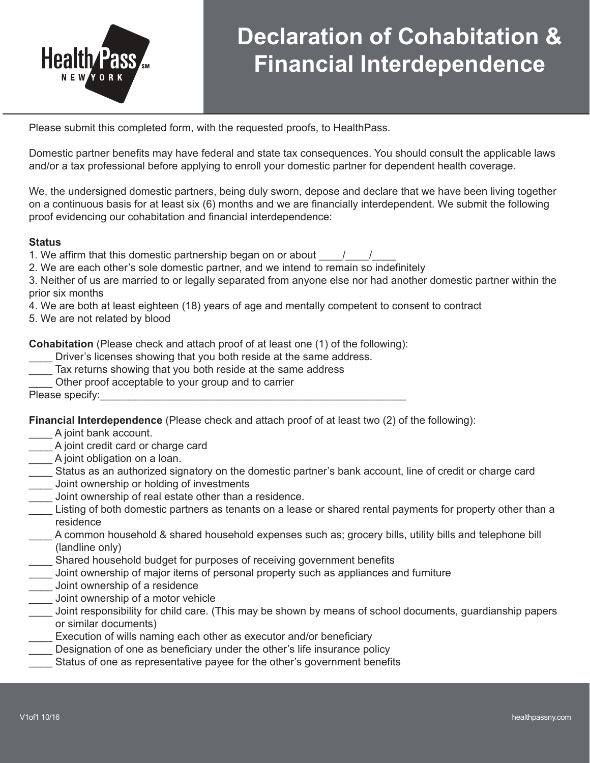# Declaration of Cohabitation & Financial Interdependence

Please submit this completed form, with the requested proofs, to HealthPass.

Domestic partner benefits may have federal and state tax consequences. You should consult the applicable laws and/or a tax professional before applying to enroll your domestic partner for dependent health coverage.

We, the undersigned domestic partners, being duly sworn, depose and declare that we have been living together on a continuous basis for at least six (6) months and we are financially interdependent. We submit the following proof evidencing our cohabitation and financial interdependence:

**Status**

1. We affirm that this domestic partnership began on or about ____/____/____
2. We are each other's sole domestic partner, and we intend to remain so indefinitely
3. Neither of us are married to or legally separated from anyone else nor had another domestic partner within the prior six months
4. We are both at least eighteen (18) years of age and mentally competent to consent to contract
5. We are not related by blood

**Cohabitation** (Please check and attach proof of at least one (1) of the following):

____ Driver's licenses showing that you both reside at the same address.
____ Tax returns showing that you both reside at the same address
____ Other proof acceptable to your group and to carrier
Please specify:_____________________________________________________

**Financial Interdependence** (Please check and attach proof of at least two (2) of the following):

____ A joint bank account.
____ A joint credit card or charge card
____ A joint obligation on a loan.
____ Status as an authorized signatory on the domestic partner's bank account, line of credit or charge card
____ Joint ownership or holding of investments
____ Joint ownership of real estate other than a residence.
____ Listing of both domestic partners as tenants on a lease or shared rental payments for property other than a residence
____ A common household & shared household expenses such as; grocery bills, utility bills and telephone bill (landline only)
____ Shared household budget for purposes of receiving government benefits
____ Joint ownership of major items of personal property such as appliances and furniture
____ Joint ownership of a residence
____ Joint ownership of a motor vehicle
____ Joint responsibility for child care. (This may be shown by means of school documents, guardianship papers or similar documents)
____ Execution of wills naming each other as executor and/or beneficiary
____ Designation of one as beneficiary under the other's life insurance policy
____ Status of one as representative payee for the other's government benefits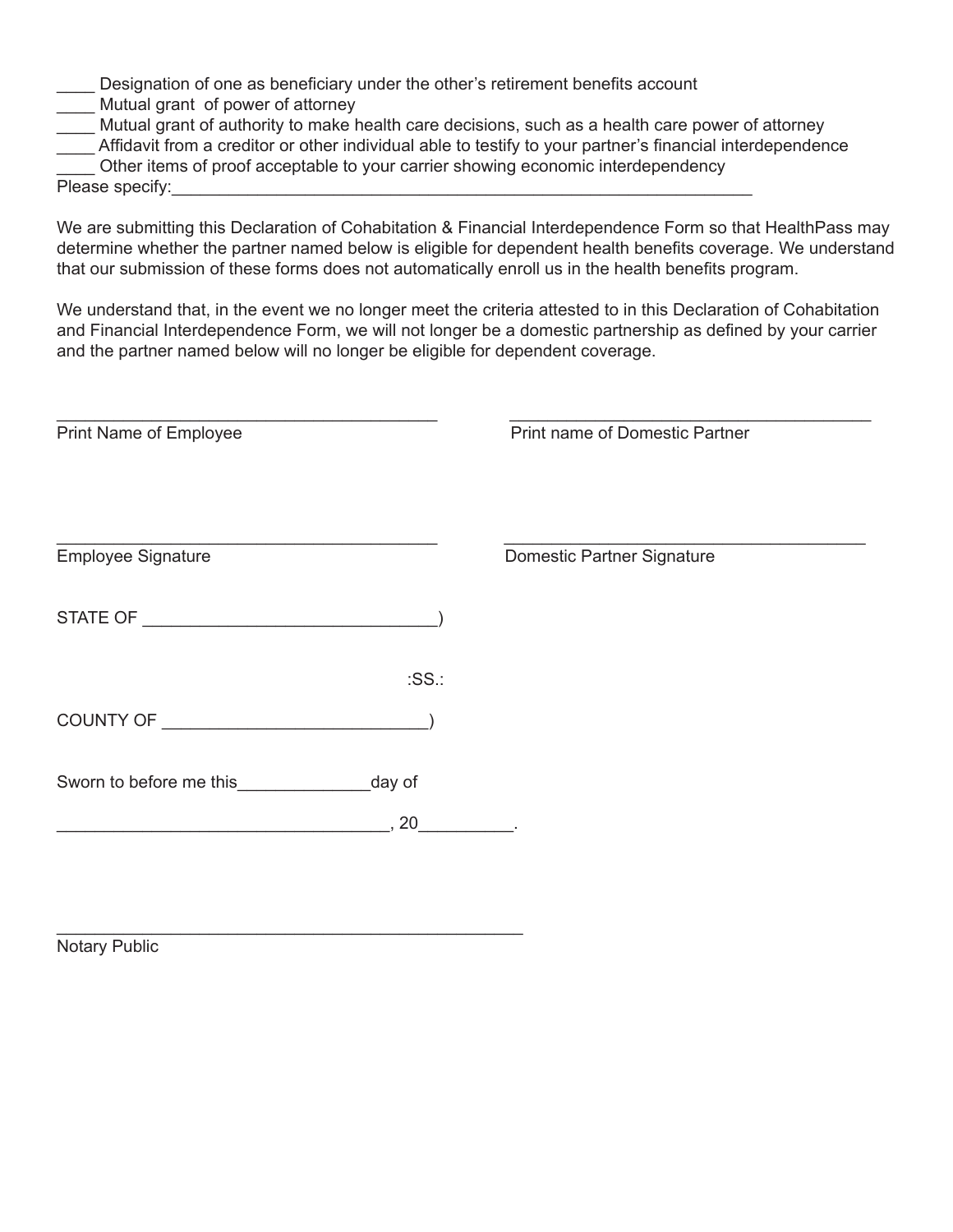____ Designation of one as beneficiary under the other's retirement benefits account
____ Mutual grant of power of attorney
____ Mutual grant of authority to make health care decisions, such as a health care power of attorney
____ Affidavit from a creditor or other individual able to testify to your partner's financial interdependence
____ Other items of proof acceptable to your carrier showing economic interdependency
Please specify:_______________________________________________________________

We are submitting this Declaration of Cohabitation & Financial Interdependence Form so that HealthPass may determine whether the partner named below is eligible for dependent health benefits coverage. We understand that our submission of these forms does not automatically enroll us in the health benefits program.

We understand that, in the event we no longer meet the criteria attested to in this Declaration of Cohabitation and Financial Interdependence Form, we will not longer be a domestic partnership as defined by your carrier and the partner named below will no longer be eligible for dependent coverage.

_________________________________________ _________________________________________
Print Name of Employee Print name of Domestic Partner

_________________________________________ _________________________________________
Employee Signature Domestic Partner Signature

STATE OF _______________________________)

:SS.:

COUNTY OF ____________________________)

Sworn to before me this______________day of

__________________________________, 20_________.

__________________________________________________
Notary Public